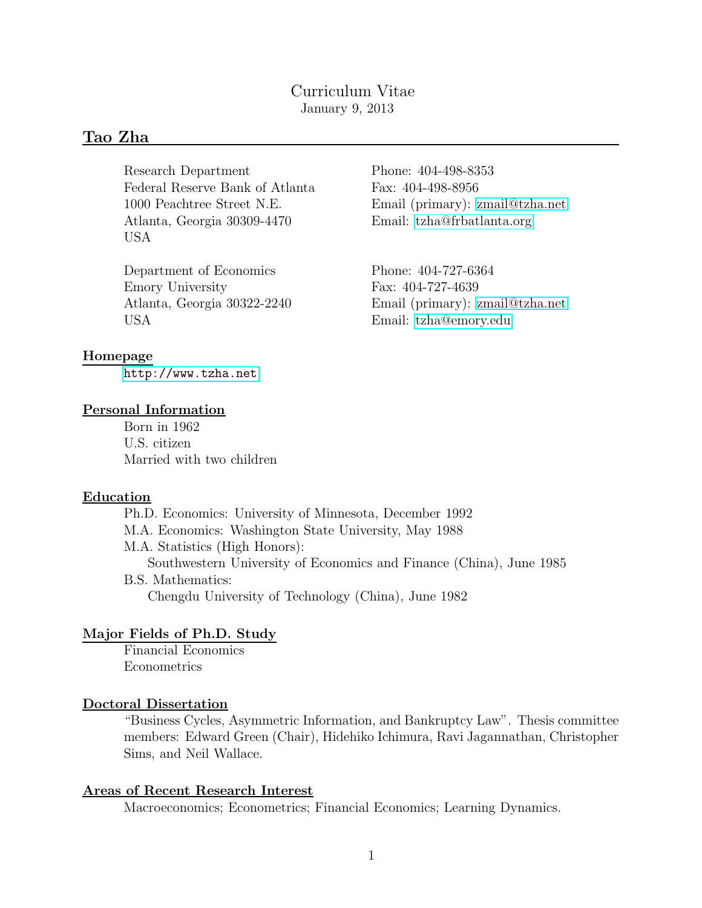# Curriculum Vitae

January 9, 2013

## Tao Zha

Research Department
Federal Reserve Bank of Atlanta
1000 Peachtree Street N.E.
Atlanta, Georgia 30309-4470
USA

Phone: 404-498-8353
Fax: 404-498-8956
Email (primary): zmail@tzha.net
Email: tzha@frbatlanta.org

Department of Economics
Emory University
Atlanta, Georgia 30322-2240
USA

Phone: 404-727-6364
Fax: 404-727-4639
Email (primary): zmail@tzha.net
Email: tzha@emory.edu

### Homepage

http://www.tzha.net

### Personal Information

Born in 1962
U.S. citizen
Married with two children

### Education

Ph.D. Economics: University of Minnesota, December 1992
M.A. Economics: Washington State University, May 1988
M.A. Statistics (High Honors):
  Southwestern University of Economics and Finance (China), June 1985
B.S. Mathematics:
  Chengdu University of Technology (China), June 1982

### Major Fields of Ph.D. Study

Financial Economics
Econometrics

### Doctoral Dissertation

"Business Cycles, Asymmetric Information, and Bankruptcy Law". Thesis committee members: Edward Green (Chair), Hidehiko Ichimura, Ravi Jagannathan, Christopher Sims, and Neil Wallace.

### Areas of Recent Research Interest

Macroeconomics; Econometrics; Financial Economics; Learning Dynamics.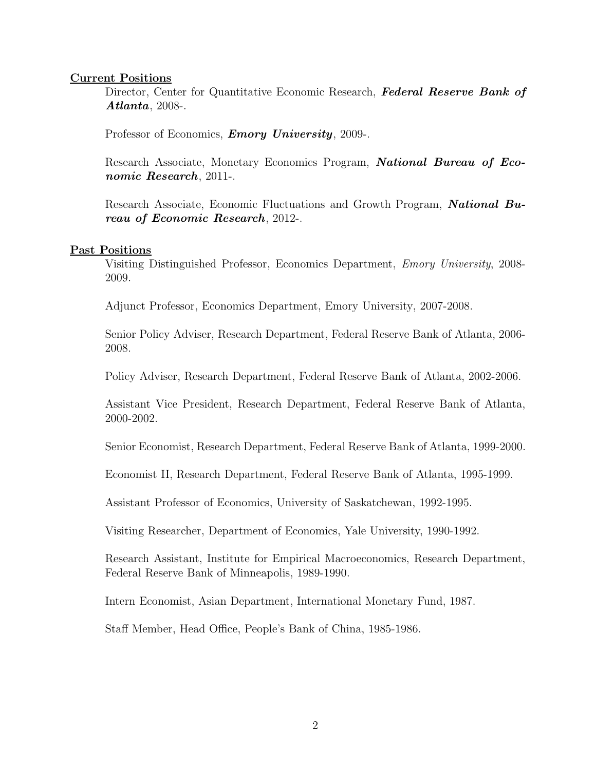## Current Positions

Director, Center for Quantitative Economic Research, ***Federal Reserve Bank of Atlanta***, 2008-.

Professor of Economics, ***Emory University***, 2009-.

Research Associate, Monetary Economics Program, ***National Bureau of Economic Research***, 2011-.

Research Associate, Economic Fluctuations and Growth Program, ***National Bureau of Economic Research***, 2012-.

## Past Positions

Visiting Distinguished Professor, Economics Department, *Emory University*, 2008-2009.

Adjunct Professor, Economics Department, Emory University, 2007-2008.

Senior Policy Adviser, Research Department, Federal Reserve Bank of Atlanta, 2006-2008.

Policy Adviser, Research Department, Federal Reserve Bank of Atlanta, 2002-2006.

Assistant Vice President, Research Department, Federal Reserve Bank of Atlanta, 2000-2002.

Senior Economist, Research Department, Federal Reserve Bank of Atlanta, 1999-2000.

Economist II, Research Department, Federal Reserve Bank of Atlanta, 1995-1999.

Assistant Professor of Economics, University of Saskatchewan, 1992-1995.

Visiting Researcher, Department of Economics, Yale University, 1990-1992.

Research Assistant, Institute for Empirical Macroeconomics, Research Department, Federal Reserve Bank of Minneapolis, 1989-1990.

Intern Economist, Asian Department, International Monetary Fund, 1987.

Staff Member, Head Office, People's Bank of China, 1985-1986.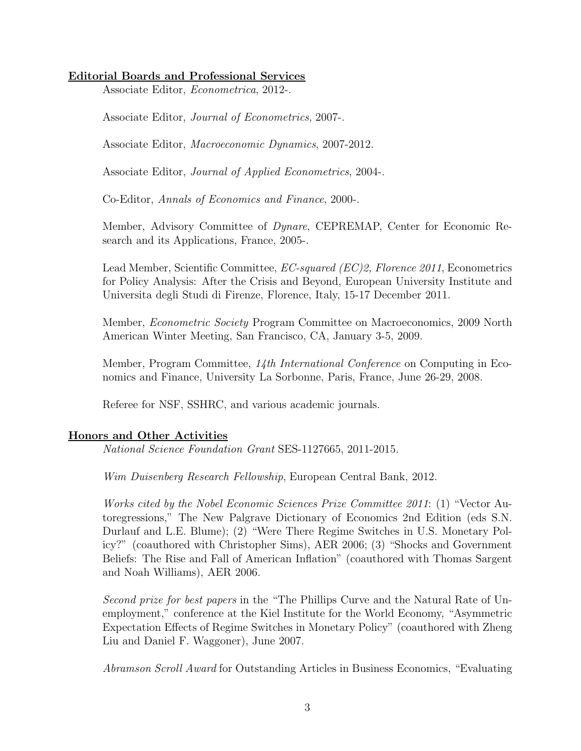**Editorial Boards and Professional Services**

Associate Editor, *Econometrica*, 2012-.

Associate Editor, *Journal of Econometrics*, 2007-.

Associate Editor, *Macroeconomic Dynamics*, 2007-2012.

Associate Editor, *Journal of Applied Econometrics*, 2004-.

Co-Editor, *Annals of Economics and Finance*, 2000-.

Member, Advisory Committee of *Dynare*, CEPREMAP, Center for Economic Research and its Applications, France, 2005-.

Lead Member, Scientific Committee, *EC-squared (EC)2, Florence 2011*, Econometrics for Policy Analysis: After the Crisis and Beyond, European University Institute and Universita degli Studi di Firenze, Florence, Italy, 15-17 December 2011.

Member, *Econometric Society* Program Committee on Macroeconomics, 2009 North American Winter Meeting, San Francisco, CA, January 3-5, 2009.

Member, Program Committee, *14th International Conference* on Computing in Economics and Finance, University La Sorbonne, Paris, France, June 26-29, 2008.

Referee for NSF, SSHRC, and various academic journals.

**Honors and Other Activities**

*National Science Foundation Grant* SES-1127665, 2011-2015.

*Wim Duisenberg Research Fellowship*, European Central Bank, 2012.

*Works cited by the Nobel Economic Sciences Prize Committee 2011*: (1) "Vector Autoregressions," The New Palgrave Dictionary of Economics 2nd Edition (eds S.N. Durlauf and L.E. Blume); (2) "Were There Regime Switches in U.S. Monetary Policy?" (coauthored with Christopher Sims), AER 2006; (3) "Shocks and Government Beliefs: The Rise and Fall of American Inflation" (coauthored with Thomas Sargent and Noah Williams), AER 2006.

*Second prize for best papers* in the "The Phillips Curve and the Natural Rate of Unemployment," conference at the Kiel Institute for the World Economy, "Asymmetric Expectation Effects of Regime Switches in Monetary Policy" (coauthored with Zheng Liu and Daniel F. Waggoner), June 2007.

*Abramson Scroll Award* for Outstanding Articles in Business Economics, "Evaluating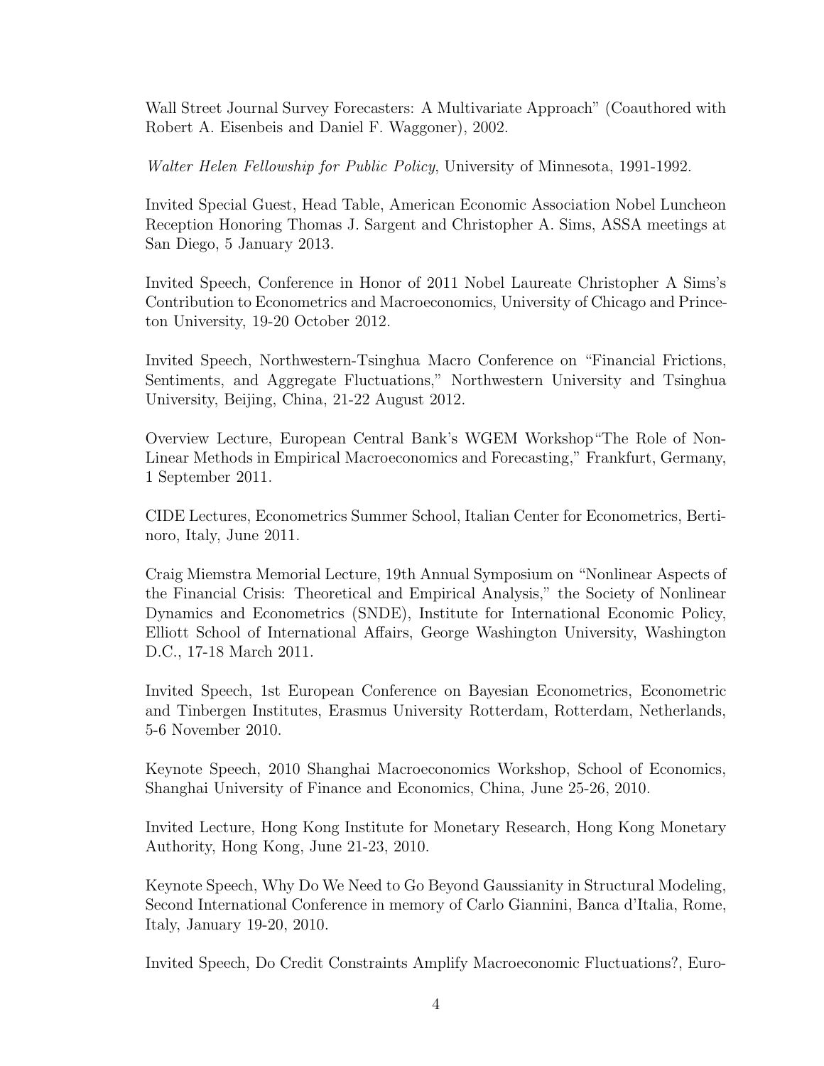Wall Street Journal Survey Forecasters: A Multivariate Approach" (Coauthored with Robert A. Eisenbeis and Daniel F. Waggoner), 2002.

*Walter Helen Fellowship for Public Policy*, University of Minnesota, 1991-1992.

Invited Special Guest, Head Table, American Economic Association Nobel Luncheon Reception Honoring Thomas J. Sargent and Christopher A. Sims, ASSA meetings at San Diego, 5 January 2013.

Invited Speech, Conference in Honor of 2011 Nobel Laureate Christopher A Sims's Contribution to Econometrics and Macroeconomics, University of Chicago and Princeton University, 19-20 October 2012.

Invited Speech, Northwestern-Tsinghua Macro Conference on "Financial Frictions, Sentiments, and Aggregate Fluctuations," Northwestern University and Tsinghua University, Beijing, China, 21-22 August 2012.

Overview Lecture, European Central Bank's WGEM Workshop "The Role of Non-Linear Methods in Empirical Macroeconomics and Forecasting," Frankfurt, Germany, 1 September 2011.

CIDE Lectures, Econometrics Summer School, Italian Center for Econometrics, Bertinoro, Italy, June 2011.

Craig Miemstra Memorial Lecture, 19th Annual Symposium on "Nonlinear Aspects of the Financial Crisis: Theoretical and Empirical Analysis," the Society of Nonlinear Dynamics and Econometrics (SNDE), Institute for International Economic Policy, Elliott School of International Affairs, George Washington University, Washington D.C., 17-18 March 2011.

Invited Speech, 1st European Conference on Bayesian Econometrics, Econometric and Tinbergen Institutes, Erasmus University Rotterdam, Rotterdam, Netherlands, 5-6 November 2010.

Keynote Speech, 2010 Shanghai Macroeconomics Workshop, School of Economics, Shanghai University of Finance and Economics, China, June 25-26, 2010.

Invited Lecture, Hong Kong Institute for Monetary Research, Hong Kong Monetary Authority, Hong Kong, June 21-23, 2010.

Keynote Speech, Why Do We Need to Go Beyond Gaussianity in Structural Modeling, Second International Conference in memory of Carlo Giannini, Banca d'Italia, Rome, Italy, January 19-20, 2010.

Invited Speech, Do Credit Constraints Amplify Macroeconomic Fluctuations?, Euro-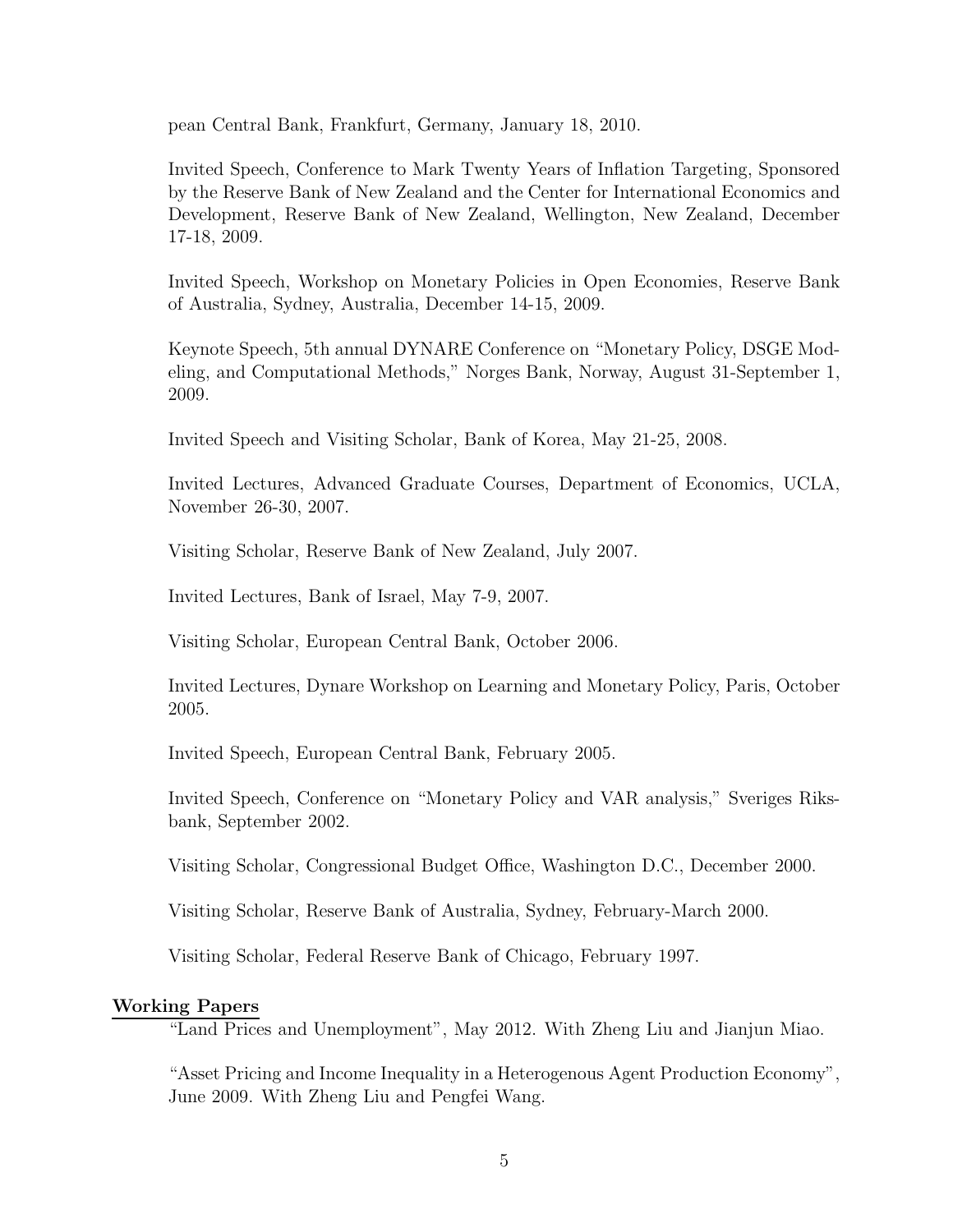pean Central Bank, Frankfurt, Germany, January 18, 2010.

Invited Speech, Conference to Mark Twenty Years of Inflation Targeting, Sponsored by the Reserve Bank of New Zealand and the Center for International Economics and Development, Reserve Bank of New Zealand, Wellington, New Zealand, December 17-18, 2009.

Invited Speech, Workshop on Monetary Policies in Open Economies, Reserve Bank of Australia, Sydney, Australia, December 14-15, 2009.

Keynote Speech, 5th annual DYNARE Conference on "Monetary Policy, DSGE Modeling, and Computational Methods," Norges Bank, Norway, August 31-September 1, 2009.

Invited Speech and Visiting Scholar, Bank of Korea, May 21-25, 2008.

Invited Lectures, Advanced Graduate Courses, Department of Economics, UCLA, November 26-30, 2007.

Visiting Scholar, Reserve Bank of New Zealand, July 2007.

Invited Lectures, Bank of Israel, May 7-9, 2007.

Visiting Scholar, European Central Bank, October 2006.

Invited Lectures, Dynare Workshop on Learning and Monetary Policy, Paris, October 2005.

Invited Speech, European Central Bank, February 2005.

Invited Speech, Conference on "Monetary Policy and VAR analysis," Sveriges Riksbank, September 2002.

Visiting Scholar, Congressional Budget Office, Washington D.C., December 2000.

Visiting Scholar, Reserve Bank of Australia, Sydney, February-March 2000.

Visiting Scholar, Federal Reserve Bank of Chicago, February 1997.

## Working Papers

"Land Prices and Unemployment", May 2012. With Zheng Liu and Jianjun Miao.

"Asset Pricing and Income Inequality in a Heterogenous Agent Production Economy", June 2009. With Zheng Liu and Pengfei Wang.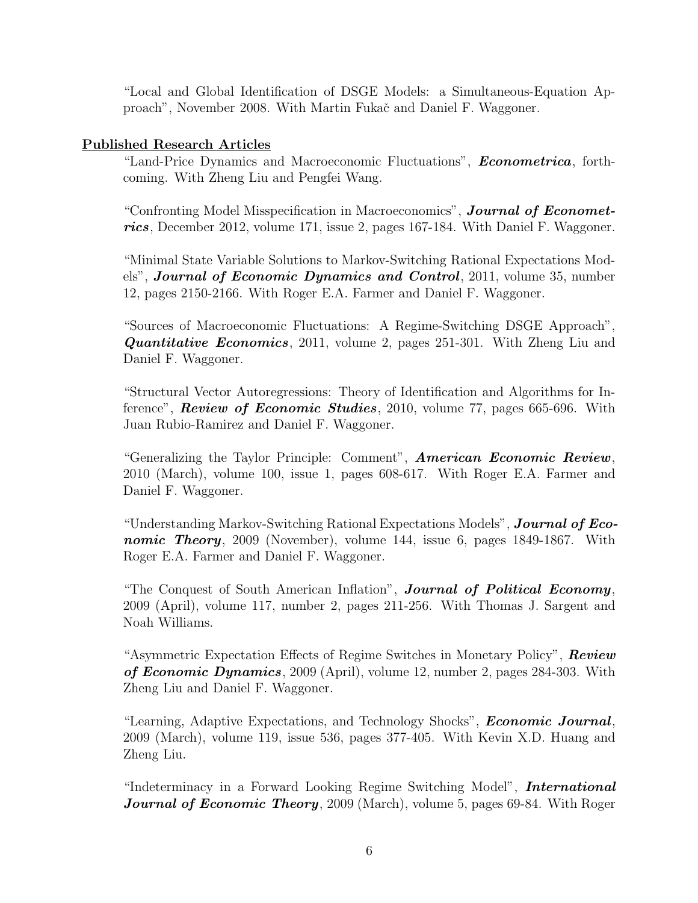"Local and Global Identification of DSGE Models: a Simultaneous-Equation Approach", November 2008. With Martin Fukač and Daniel F. Waggoner.

## Published Research Articles

"Land-Price Dynamics and Macroeconomic Fluctuations", ***Econometrica***, forthcoming. With Zheng Liu and Pengfei Wang.

"Confronting Model Misspecification in Macroeconomics", ***Journal of Econometrics***, December 2012, volume 171, issue 2, pages 167-184. With Daniel F. Waggoner.

"Minimal State Variable Solutions to Markov-Switching Rational Expectations Models", ***Journal of Economic Dynamics and Control***, 2011, volume 35, number 12, pages 2150-2166. With Roger E.A. Farmer and Daniel F. Waggoner.

"Sources of Macroeconomic Fluctuations: A Regime-Switching DSGE Approach", ***Quantitative Economics***, 2011, volume 2, pages 251-301. With Zheng Liu and Daniel F. Waggoner.

"Structural Vector Autoregressions: Theory of Identification and Algorithms for Inference", ***Review of Economic Studies***, 2010, volume 77, pages 665-696. With Juan Rubio-Ramirez and Daniel F. Waggoner.

"Generalizing the Taylor Principle: Comment", ***American Economic Review***, 2010 (March), volume 100, issue 1, pages 608-617. With Roger E.A. Farmer and Daniel F. Waggoner.

"Understanding Markov-Switching Rational Expectations Models", ***Journal of Economic Theory***, 2009 (November), volume 144, issue 6, pages 1849-1867. With Roger E.A. Farmer and Daniel F. Waggoner.

"The Conquest of South American Inflation", ***Journal of Political Economy***, 2009 (April), volume 117, number 2, pages 211-256. With Thomas J. Sargent and Noah Williams.

"Asymmetric Expectation Effects of Regime Switches in Monetary Policy", ***Review of Economic Dynamics***, 2009 (April), volume 12, number 2, pages 284-303. With Zheng Liu and Daniel F. Waggoner.

"Learning, Adaptive Expectations, and Technology Shocks", ***Economic Journal***, 2009 (March), volume 119, issue 536, pages 377-405. With Kevin X.D. Huang and Zheng Liu.

"Indeterminacy in a Forward Looking Regime Switching Model", ***International Journal of Economic Theory***, 2009 (March), volume 5, pages 69-84. With Roger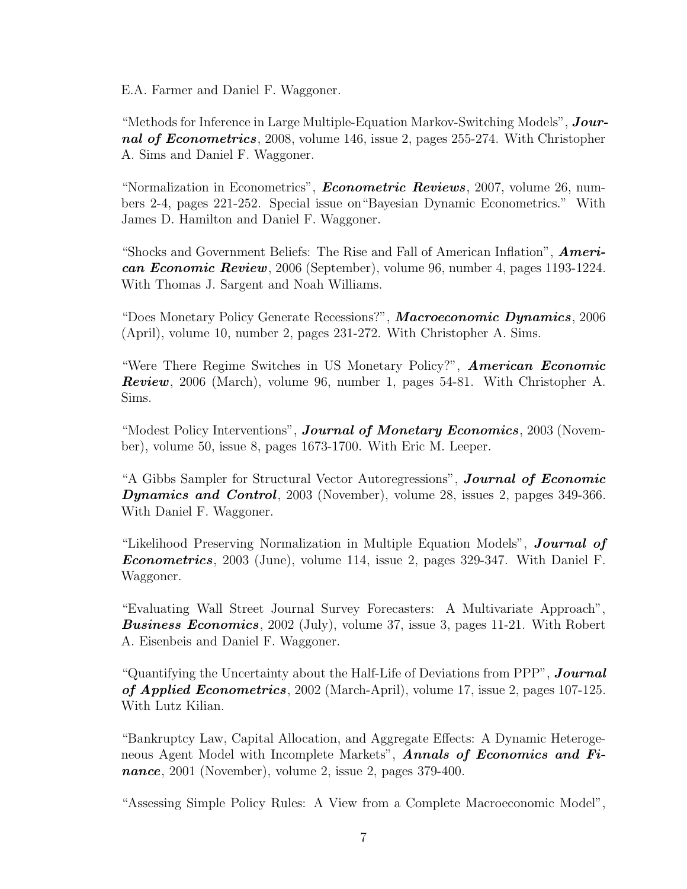E.A. Farmer and Daniel F. Waggoner.

"Methods for Inference in Large Multiple-Equation Markov-Switching Models", ***Journal of Econometrics***, 2008, volume 146, issue 2, pages 255-274. With Christopher A. Sims and Daniel F. Waggoner.

"Normalization in Econometrics", ***Econometric Reviews***, 2007, volume 26, numbers 2-4, pages 221-252. Special issue on"Bayesian Dynamic Econometrics." With James D. Hamilton and Daniel F. Waggoner.

"Shocks and Government Beliefs: The Rise and Fall of American Inflation", ***American Economic Review***, 2006 (September), volume 96, number 4, pages 1193-1224. With Thomas J. Sargent and Noah Williams.

"Does Monetary Policy Generate Recessions?", ***Macroeconomic Dynamics***, 2006 (April), volume 10, number 2, pages 231-272. With Christopher A. Sims.

"Were There Regime Switches in US Monetary Policy?", ***American Economic Review***, 2006 (March), volume 96, number 1, pages 54-81. With Christopher A. Sims.

"Modest Policy Interventions", ***Journal of Monetary Economics***, 2003 (November), volume 50, issue 8, pages 1673-1700. With Eric M. Leeper.

"A Gibbs Sampler for Structural Vector Autoregressions", ***Journal of Economic Dynamics and Control***, 2003 (November), volume 28, issues 2, papges 349-366. With Daniel F. Waggoner.

"Likelihood Preserving Normalization in Multiple Equation Models", ***Journal of Econometrics***, 2003 (June), volume 114, issue 2, pages 329-347. With Daniel F. Waggoner.

"Evaluating Wall Street Journal Survey Forecasters: A Multivariate Approach", ***Business Economics***, 2002 (July), volume 37, issue 3, pages 11-21. With Robert A. Eisenbeis and Daniel F. Waggoner.

"Quantifying the Uncertainty about the Half-Life of Deviations from PPP", ***Journal of Applied Econometrics***, 2002 (March-April), volume 17, issue 2, pages 107-125. With Lutz Kilian.

"Bankruptcy Law, Capital Allocation, and Aggregate Effects: A Dynamic Heterogeneous Agent Model with Incomplete Markets", ***Annals of Economics and Finance***, 2001 (November), volume 2, issue 2, pages 379-400.

"Assessing Simple Policy Rules: A View from a Complete Macroeconomic Model",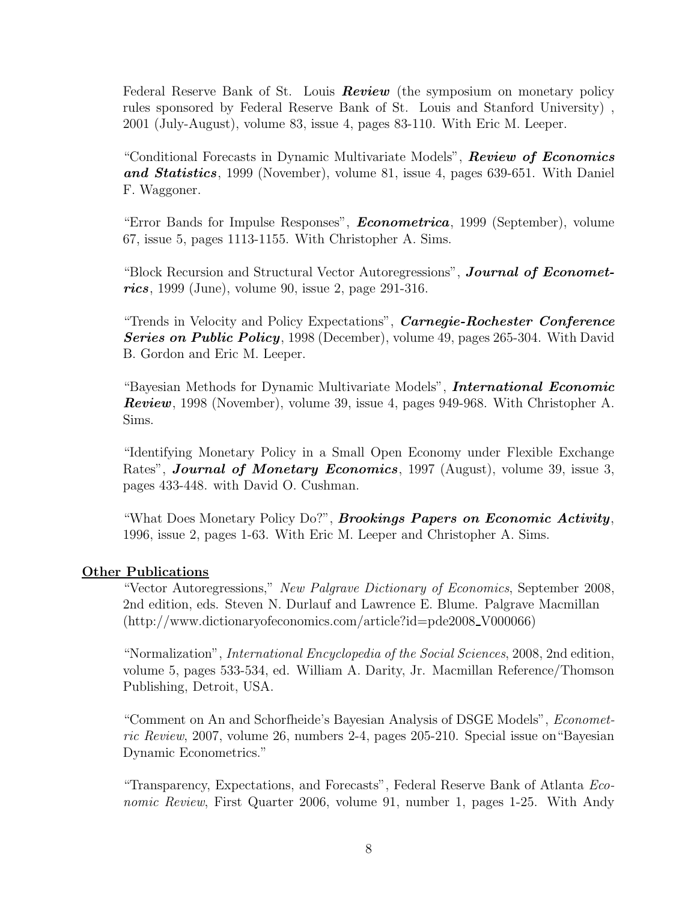Federal Reserve Bank of St. Louis ***Review*** (the symposium on monetary policy rules sponsored by Federal Reserve Bank of St. Louis and Stanford University) , 2001 (July-August), volume 83, issue 4, pages 83-110. With Eric M. Leeper.

"Conditional Forecasts in Dynamic Multivariate Models", ***Review of Economics and Statistics***, 1999 (November), volume 81, issue 4, pages 639-651. With Daniel F. Waggoner.

"Error Bands for Impulse Responses", ***Econometrica***, 1999 (September), volume 67, issue 5, pages 1113-1155. With Christopher A. Sims.

"Block Recursion and Structural Vector Autoregressions", ***Journal of Econometrics***, 1999 (June), volume 90, issue 2, page 291-316.

"Trends in Velocity and Policy Expectations", ***Carnegie-Rochester Conference Series on Public Policy***, 1998 (December), volume 49, pages 265-304. With David B. Gordon and Eric M. Leeper.

"Bayesian Methods for Dynamic Multivariate Models", ***International Economic Review***, 1998 (November), volume 39, issue 4, pages 949-968. With Christopher A. Sims.

"Identifying Monetary Policy in a Small Open Economy under Flexible Exchange Rates", ***Journal of Monetary Economics***, 1997 (August), volume 39, issue 3, pages 433-448. with David O. Cushman.

"What Does Monetary Policy Do?", ***Brookings Papers on Economic Activity***, 1996, issue 2, pages 1-63. With Eric M. Leeper and Christopher A. Sims.

## Other Publications

"Vector Autoregressions," *New Palgrave Dictionary of Economics*, September 2008, 2nd edition, eds. Steven N. Durlauf and Lawrence E. Blume. Palgrave Macmillan (http://www.dictionaryofeconomics.com/article?id=pde2008_V000066)

"Normalization", *International Encyclopedia of the Social Sciences*, 2008, 2nd edition, volume 5, pages 533-534, ed. William A. Darity, Jr. Macmillan Reference/Thomson Publishing, Detroit, USA.

"Comment on An and Schorfheide's Bayesian Analysis of DSGE Models", *Econometric Review*, 2007, volume 26, numbers 2-4, pages 205-210. Special issue on "Bayesian Dynamic Econometrics."

"Transparency, Expectations, and Forecasts", Federal Reserve Bank of Atlanta *Economic Review*, First Quarter 2006, volume 91, number 1, pages 1-25. With Andy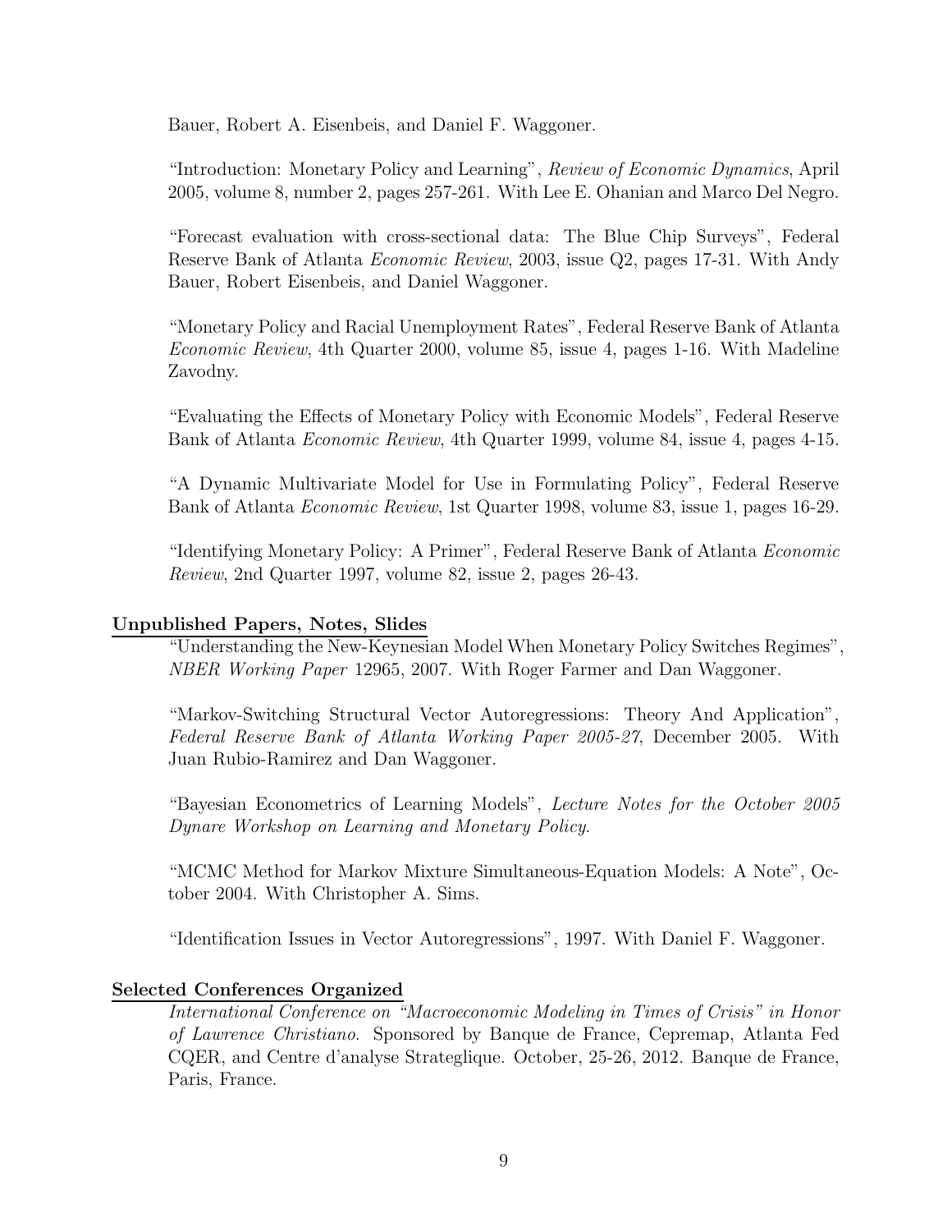Bauer, Robert A. Eisenbeis, and Daniel F. Waggoner.

"Introduction: Monetary Policy and Learning", *Review of Economic Dynamics*, April 2005, volume 8, number 2, pages 257-261. With Lee E. Ohanian and Marco Del Negro.

"Forecast evaluation with cross-sectional data: The Blue Chip Surveys", Federal Reserve Bank of Atlanta *Economic Review*, 2003, issue Q2, pages 17-31. With Andy Bauer, Robert Eisenbeis, and Daniel Waggoner.

"Monetary Policy and Racial Unemployment Rates", Federal Reserve Bank of Atlanta *Economic Review*, 4th Quarter 2000, volume 85, issue 4, pages 1-16. With Madeline Zavodny.

"Evaluating the Effects of Monetary Policy with Economic Models", Federal Reserve Bank of Atlanta *Economic Review*, 4th Quarter 1999, volume 84, issue 4, pages 4-15.

"A Dynamic Multivariate Model for Use in Formulating Policy", Federal Reserve Bank of Atlanta *Economic Review*, 1st Quarter 1998, volume 83, issue 1, pages 16-29.

"Identifying Monetary Policy: A Primer", Federal Reserve Bank of Atlanta *Economic Review*, 2nd Quarter 1997, volume 82, issue 2, pages 26-43.

## Unpublished Papers, Notes, Slides

"Understanding the New-Keynesian Model When Monetary Policy Switches Regimes", *NBER Working Paper* 12965, 2007. With Roger Farmer and Dan Waggoner.

"Markov-Switching Structural Vector Autoregressions: Theory And Application", *Federal Reserve Bank of Atlanta Working Paper 2005-27*, December 2005. With Juan Rubio-Ramirez and Dan Waggoner.

"Bayesian Econometrics of Learning Models", *Lecture Notes for the October 2005 Dynare Workshop on Learning and Monetary Policy*.

"MCMC Method for Markov Mixture Simultaneous-Equation Models: A Note", October 2004. With Christopher A. Sims.

"Identification Issues in Vector Autoregressions", 1997. With Daniel F. Waggoner.

## Selected Conferences Organized

*International Conference on "Macroeconomic Modeling in Times of Crisis" in Honor of Lawrence Christiano*. Sponsored by Banque de France, Cepremap, Atlanta Fed CQER, and Centre d'analyse Strateglique. October, 25-26, 2012. Banque de France, Paris, France.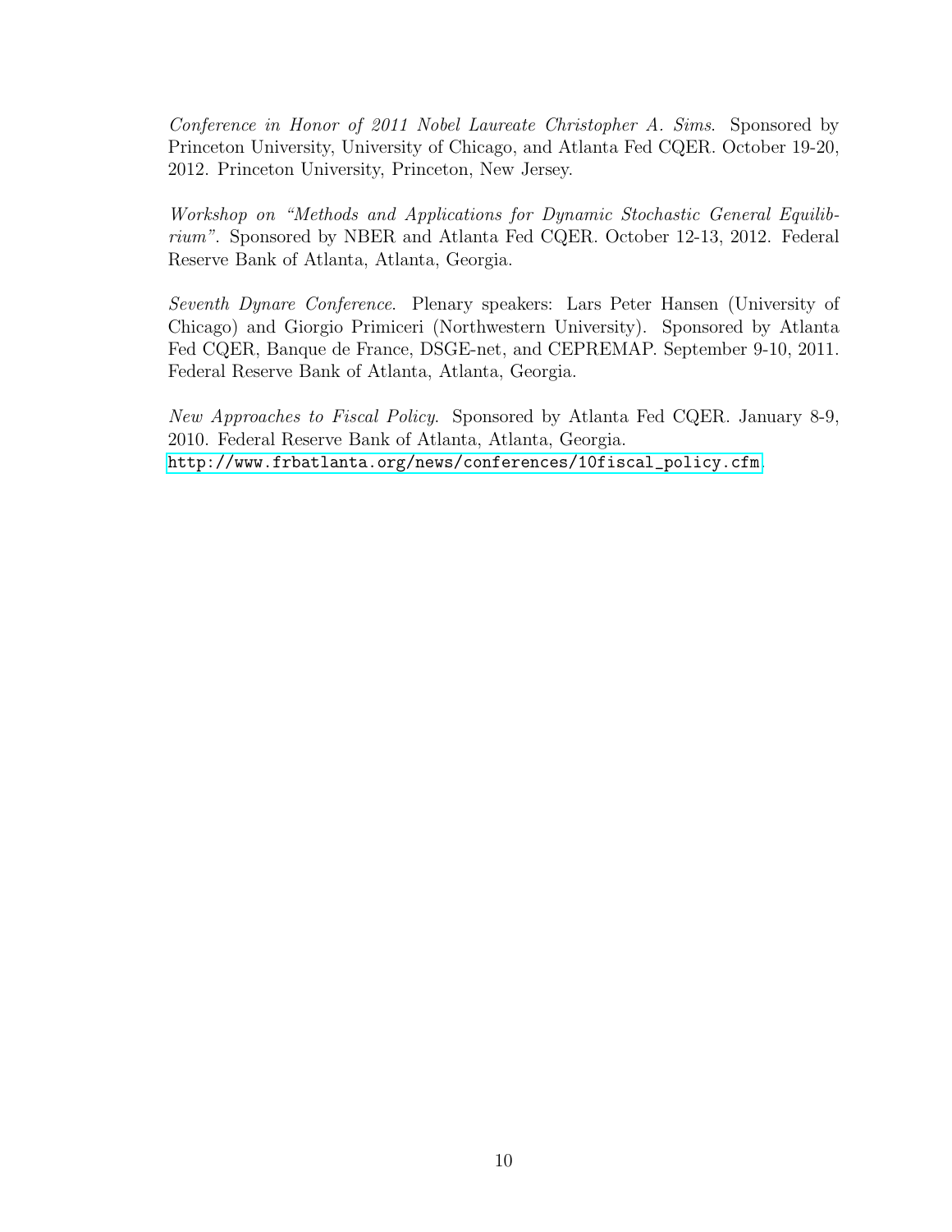*Conference in Honor of 2011 Nobel Laureate Christopher A. Sims*. Sponsored by Princeton University, University of Chicago, and Atlanta Fed CQER. October 19-20, 2012. Princeton University, Princeton, New Jersey.

*Workshop on "Methods and Applications for Dynamic Stochastic General Equilibrium"*. Sponsored by NBER and Atlanta Fed CQER. October 12-13, 2012. Federal Reserve Bank of Atlanta, Atlanta, Georgia.

*Seventh Dynare Conference*. Plenary speakers: Lars Peter Hansen (University of Chicago) and Giorgio Primiceri (Northwestern University). Sponsored by Atlanta Fed CQER, Banque de France, DSGE-net, and CEPREMAP. September 9-10, 2011. Federal Reserve Bank of Atlanta, Atlanta, Georgia.

*New Approaches to Fiscal Policy*. Sponsored by Atlanta Fed CQER. January 8-9, 2010. Federal Reserve Bank of Atlanta, Atlanta, Georgia.
http://www.frbatlanta.org/news/conferences/10fiscal_policy.cfm.